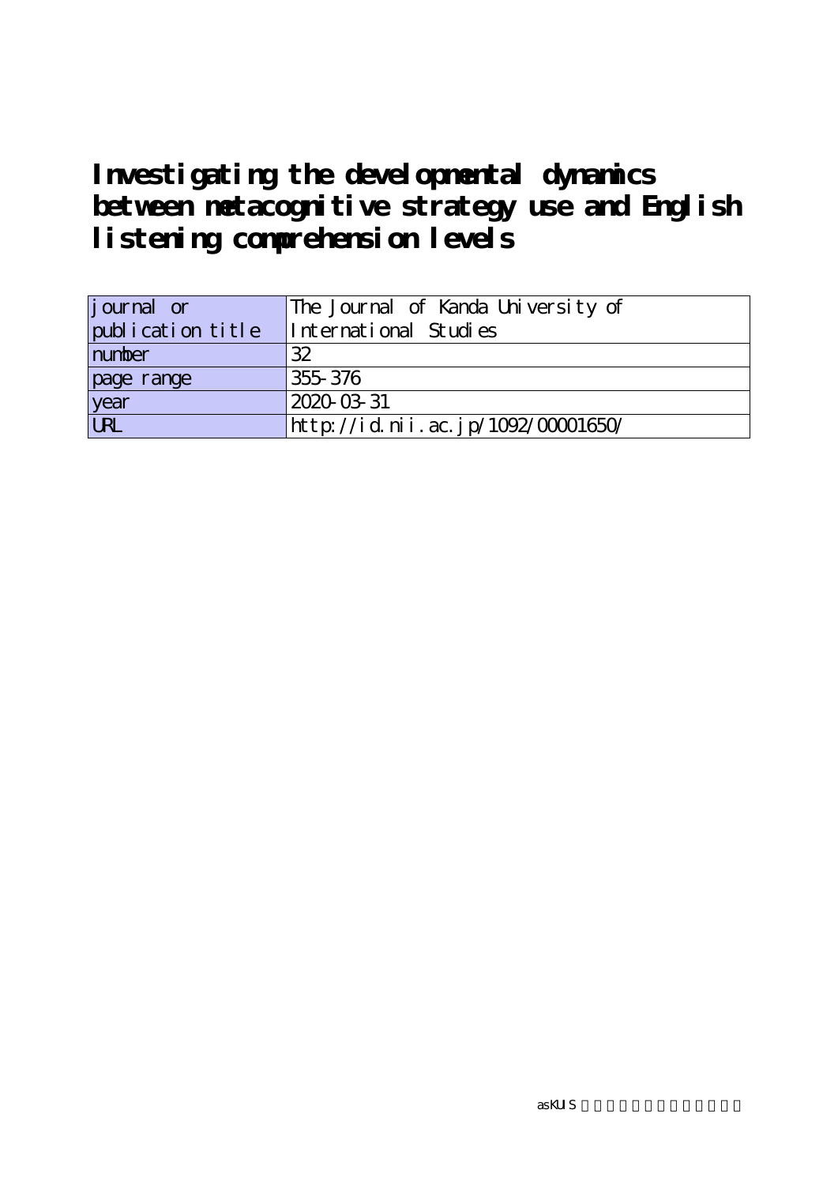# Investigating the developmental dynamics between metacognitive strategy use and English listening comprehension levels

| journal or publication title | The Journal of Kanda University of International Studies |
| --- | --- |
| number | 32 |
| page range | 355-376 |
| year | 2020-03-31 |
| URL | http://id.nii.ac.jp/1092/00001650/ |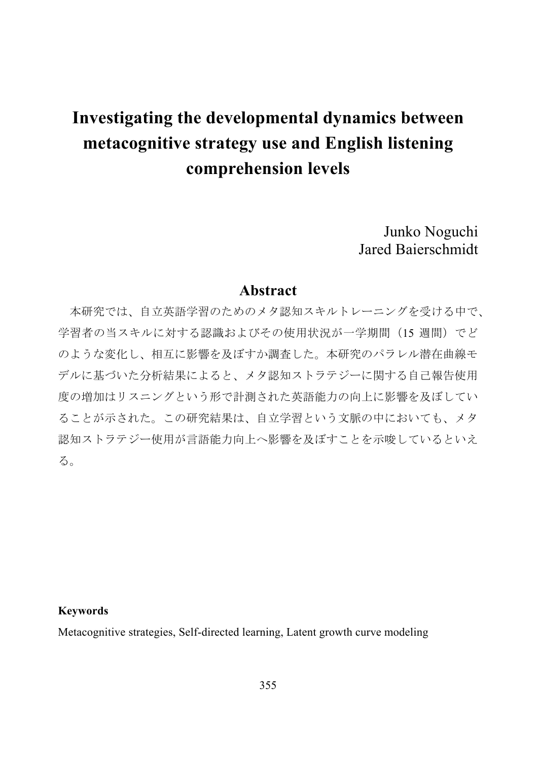# Investigating the developmental dynamics between metacognitive strategy use and English listening comprehension levels

Junko Noguchi
Jared Baierschmidt

## Abstract

本研究では、自立英語学習のためのメタ認知スキルトレーニングを受ける中で、学習者の当スキルに対する認識およびその使用状況が一学期間（15 週間）でどのような変化し、相互に影響を及ぼすか調査した。本研究のパラレル潜在曲線モデルに基づいた分析結果によると、メタ認知ストラテジーに関する自己報告使用度の増加はリスニングという形で計測された英語能力の向上に影響を及ぼしていることが示された。この研究結果は、自立学習という文脈の中においても、メタ認知ストラテジー使用が言語能力向上へ影響を及ぼすことを示唆しているといえる。

**Keywords**

Metacognitive strategies, Self-directed learning, Latent growth curve modeling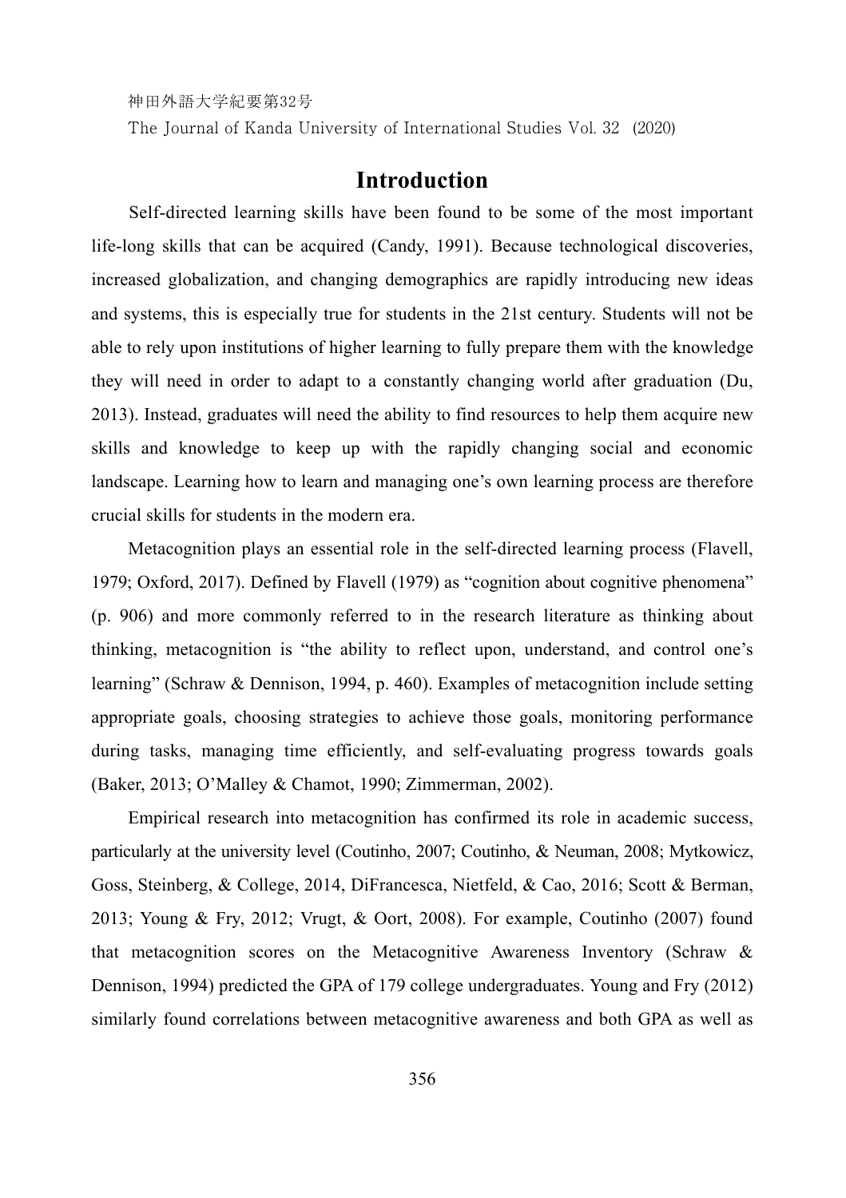## Introduction

Self-directed learning skills have been found to be some of the most important life-long skills that can be acquired (Candy, 1991). Because technological discoveries, increased globalization, and changing demographics are rapidly introducing new ideas and systems, this is especially true for students in the 21st century. Students will not be able to rely upon institutions of higher learning to fully prepare them with the knowledge they will need in order to adapt to a constantly changing world after graduation (Du, 2013). Instead, graduates will need the ability to find resources to help them acquire new skills and knowledge to keep up with the rapidly changing social and economic landscape. Learning how to learn and managing one's own learning process are therefore crucial skills for students in the modern era.

Metacognition plays an essential role in the self-directed learning process (Flavell, 1979; Oxford, 2017). Defined by Flavell (1979) as "cognition about cognitive phenomena" (p. 906) and more commonly referred to in the research literature as thinking about thinking, metacognition is "the ability to reflect upon, understand, and control one's learning" (Schraw & Dennison, 1994, p. 460). Examples of metacognition include setting appropriate goals, choosing strategies to achieve those goals, monitoring performance during tasks, managing time efficiently, and self-evaluating progress towards goals (Baker, 2013; O'Malley & Chamot, 1990; Zimmerman, 2002).

Empirical research into metacognition has confirmed its role in academic success, particularly at the university level (Coutinho, 2007; Coutinho, & Neuman, 2008; Mytkowicz, Goss, Steinberg, & College, 2014, DiFrancesca, Nietfeld, & Cao, 2016; Scott & Berman, 2013; Young & Fry, 2012; Vrugt, & Oort, 2008). For example, Coutinho (2007) found that metacognition scores on the Metacognitive Awareness Inventory (Schraw & Dennison, 1994) predicted the GPA of 179 college undergraduates. Young and Fry (2012) similarly found correlations between metacognitive awareness and both GPA as well as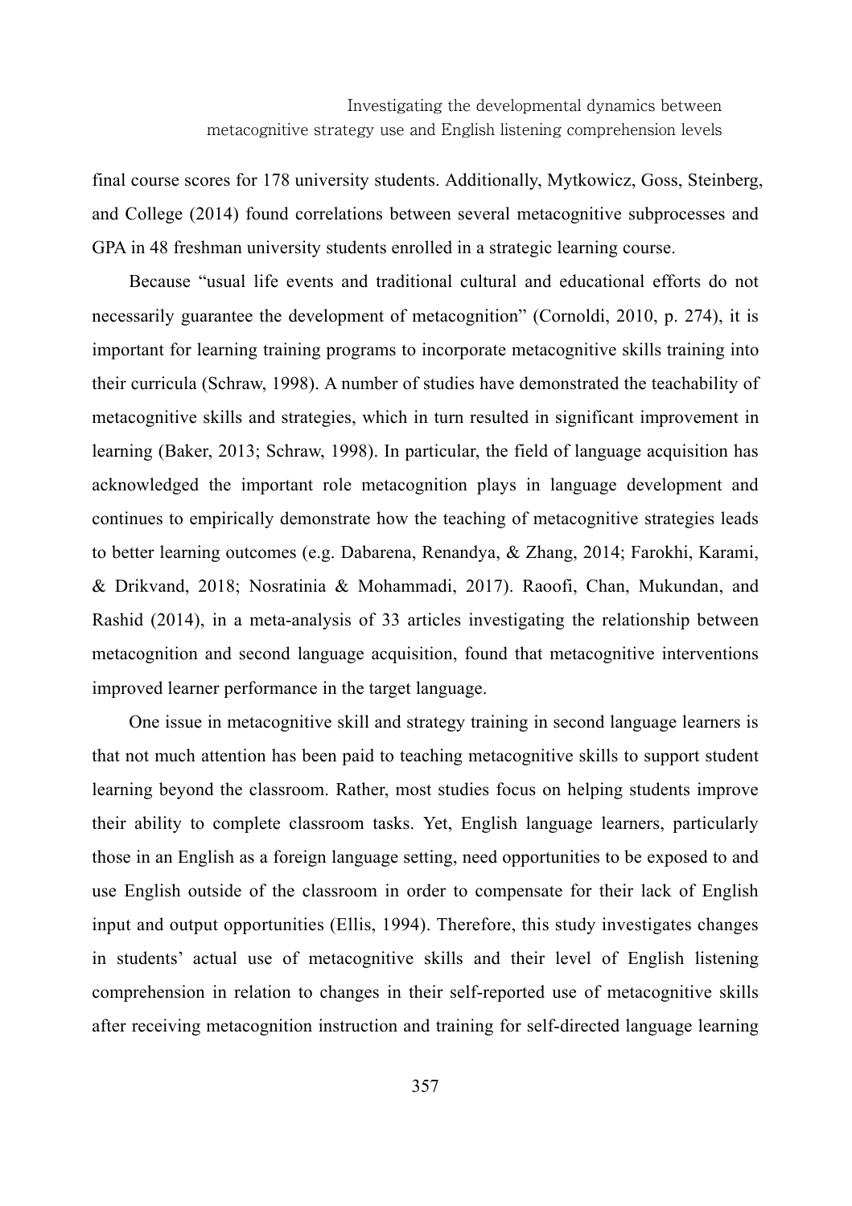final course scores for 178 university students. Additionally, Mytkowicz, Goss, Steinberg, and College (2014) found correlations between several metacognitive subprocesses and GPA in 48 freshman university students enrolled in a strategic learning course.

Because "usual life events and traditional cultural and educational efforts do not necessarily guarantee the development of metacognition" (Cornoldi, 2010, p. 274), it is important for learning training programs to incorporate metacognitive skills training into their curricula (Schraw, 1998). A number of studies have demonstrated the teachability of metacognitive skills and strategies, which in turn resulted in significant improvement in learning (Baker, 2013; Schraw, 1998). In particular, the field of language acquisition has acknowledged the important role metacognition plays in language development and continues to empirically demonstrate how the teaching of metacognitive strategies leads to better learning outcomes (e.g. Dabarena, Renandya, & Zhang, 2014; Farokhi, Karami, & Drikvand, 2018; Nosratinia & Mohammadi, 2017). Raoofi, Chan, Mukundan, and Rashid (2014), in a meta-analysis of 33 articles investigating the relationship between metacognition and second language acquisition, found that metacognitive interventions improved learner performance in the target language.

One issue in metacognitive skill and strategy training in second language learners is that not much attention has been paid to teaching metacognitive skills to support student learning beyond the classroom. Rather, most studies focus on helping students improve their ability to complete classroom tasks. Yet, English language learners, particularly those in an English as a foreign language setting, need opportunities to be exposed to and use English outside of the classroom in order to compensate for their lack of English input and output opportunities (Ellis, 1994). Therefore, this study investigates changes in students' actual use of metacognitive skills and their level of English listening comprehension in relation to changes in their self-reported use of metacognitive skills after receiving metacognition instruction and training for self-directed language learning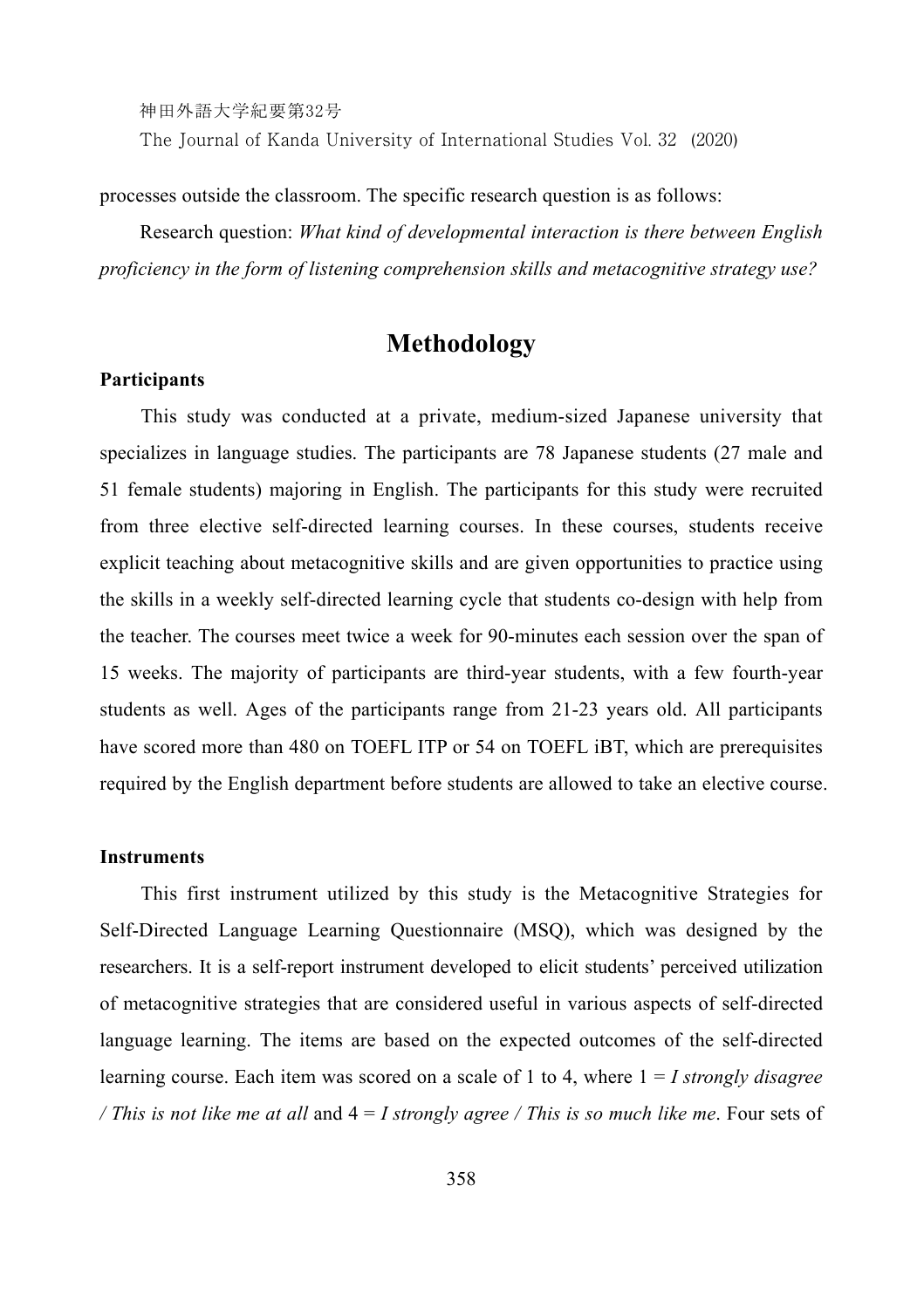processes outside the classroom. The specific research question is as follows:

Research question: *What kind of developmental interaction is there between English proficiency in the form of listening comprehension skills and metacognitive strategy use?*

## Methodology

### Participants

This study was conducted at a private, medium-sized Japanese university that specializes in language studies. The participants are 78 Japanese students (27 male and 51 female students) majoring in English. The participants for this study were recruited from three elective self-directed learning courses. In these courses, students receive explicit teaching about metacognitive skills and are given opportunities to practice using the skills in a weekly self-directed learning cycle that students co-design with help from the teacher. The courses meet twice a week for 90-minutes each session over the span of 15 weeks. The majority of participants are third-year students, with a few fourth-year students as well. Ages of the participants range from 21-23 years old. All participants have scored more than 480 on TOEFL ITP or 54 on TOEFL iBT, which are prerequisites required by the English department before students are allowed to take an elective course.

### Instruments

This first instrument utilized by this study is the Metacognitive Strategies for Self-Directed Language Learning Questionnaire (MSQ), which was designed by the researchers. It is a self-report instrument developed to elicit students' perceived utilization of metacognitive strategies that are considered useful in various aspects of self-directed language learning. The items are based on the expected outcomes of the self-directed learning course. Each item was scored on a scale of 1 to 4, where 1 = *I strongly disagree / This is not like me at all* and 4 = *I strongly agree / This is so much like me*. Four sets of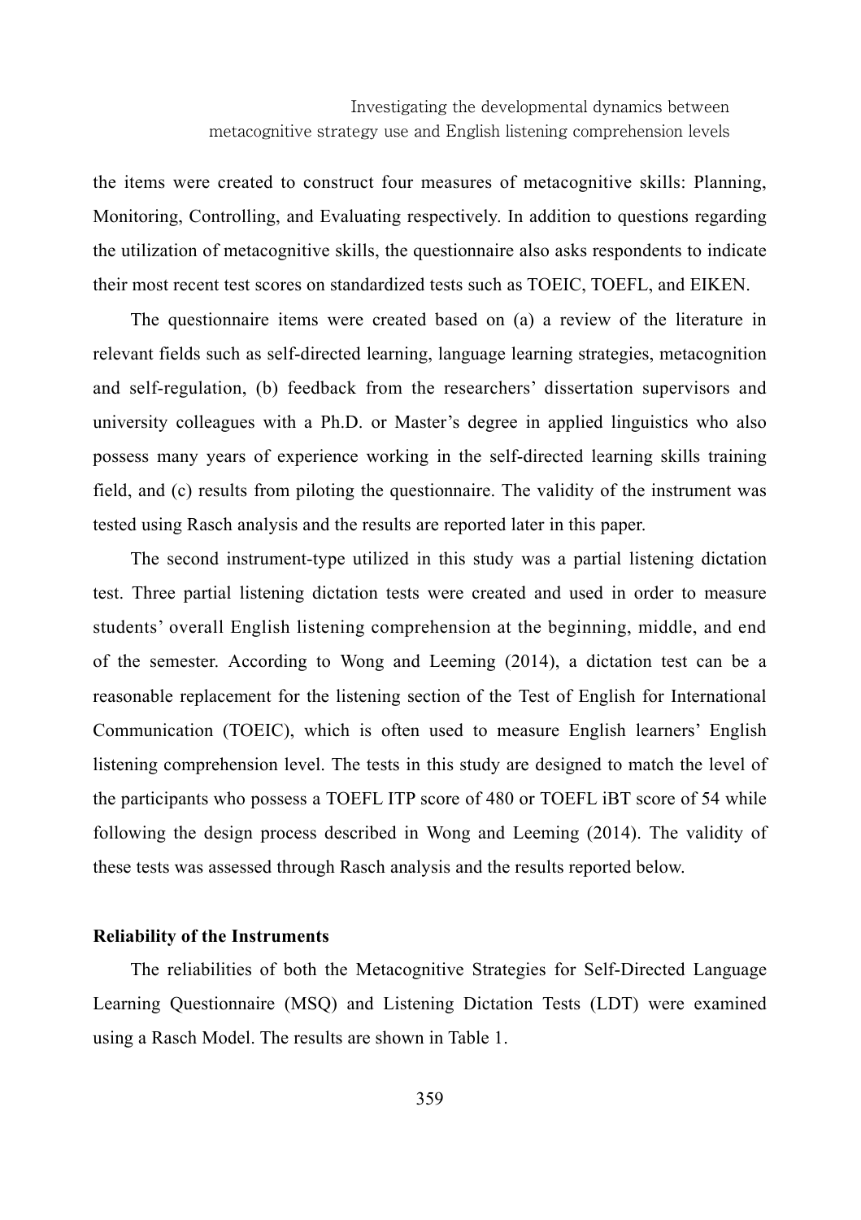the items were created to construct four measures of metacognitive skills: Planning, Monitoring, Controlling, and Evaluating respectively. In addition to questions regarding the utilization of metacognitive skills, the questionnaire also asks respondents to indicate their most recent test scores on standardized tests such as TOEIC, TOEFL, and EIKEN.

The questionnaire items were created based on (a) a review of the literature in relevant fields such as self-directed learning, language learning strategies, metacognition and self-regulation, (b) feedback from the researchers' dissertation supervisors and university colleagues with a Ph.D. or Master's degree in applied linguistics who also possess many years of experience working in the self-directed learning skills training field, and (c) results from piloting the questionnaire. The validity of the instrument was tested using Rasch analysis and the results are reported later in this paper.

The second instrument-type utilized in this study was a partial listening dictation test. Three partial listening dictation tests were created and used in order to measure students' overall English listening comprehension at the beginning, middle, and end of the semester. According to Wong and Leeming (2014), a dictation test can be a reasonable replacement for the listening section of the Test of English for International Communication (TOEIC), which is often used to measure English learners' English listening comprehension level. The tests in this study are designed to match the level of the participants who possess a TOEFL ITP score of 480 or TOEFL iBT score of 54 while following the design process described in Wong and Leeming (2014). The validity of these tests was assessed through Rasch analysis and the results reported below.

**Reliability of the Instruments**

The reliabilities of both the Metacognitive Strategies for Self-Directed Language Learning Questionnaire (MSQ) and Listening Dictation Tests (LDT) were examined using a Rasch Model. The results are shown in Table 1.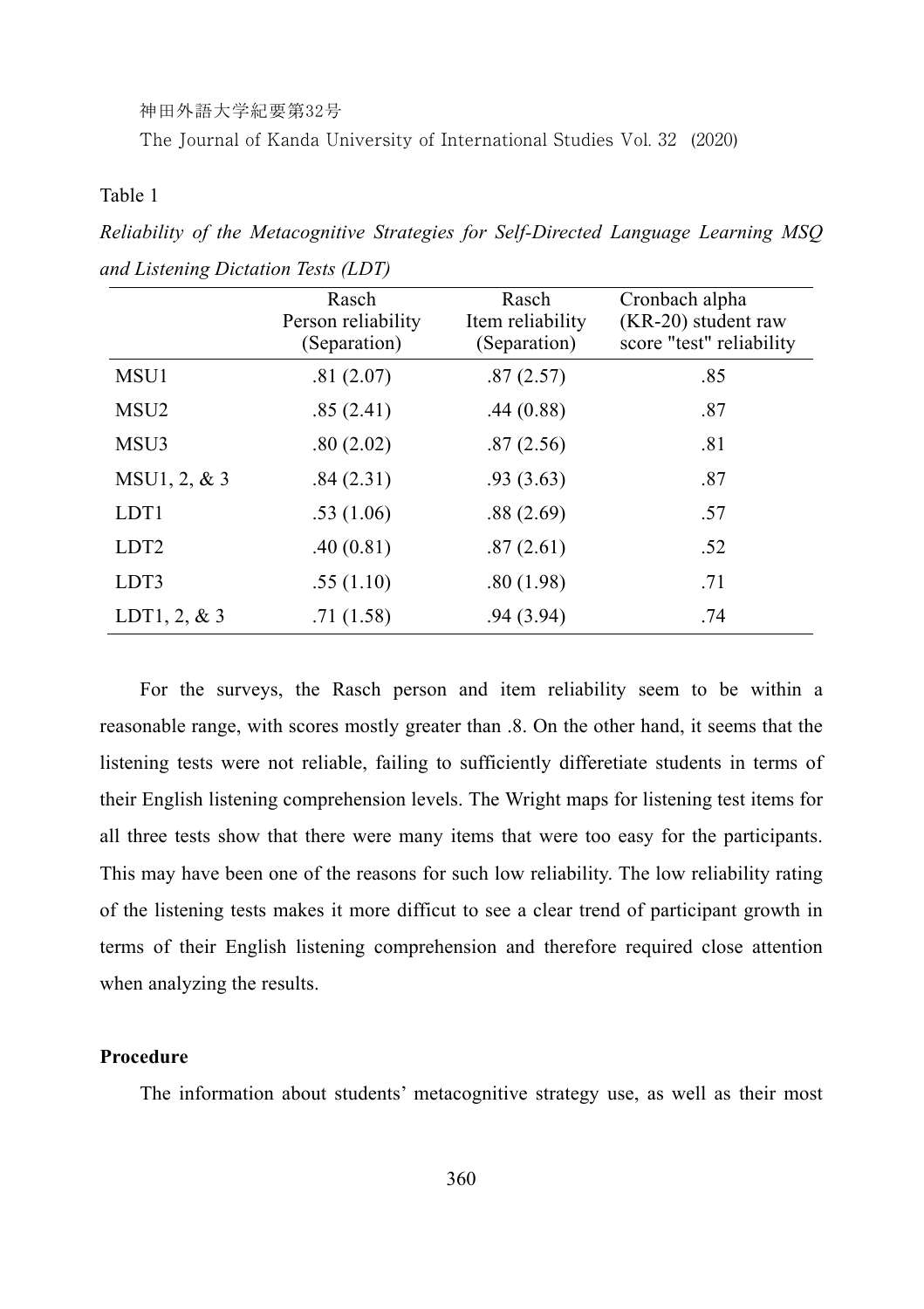Table 1

*Reliability of the Metacognitive Strategies for Self-Directed Language Learning MSQ and Listening Dictation Tests (LDT)*

| | Rasch Person reliability (Separation) | Rasch Item reliability (Separation) | Cronbach alpha (KR-20) student raw score "test" reliability |
|---|---|---|---|
| MSU1 | .81 (2.07) | .87 (2.57) | .85 |
| MSU2 | .85 (2.41) | .44 (0.88) | .87 |
| MSU3 | .80 (2.02) | .87 (2.56) | .81 |
| MSU1, 2, & 3 | .84 (2.31) | .93 (3.63) | .87 |
| LDT1 | .53 (1.06) | .88 (2.69) | .57 |
| LDT2 | .40 (0.81) | .87 (2.61) | .52 |
| LDT3 | .55 (1.10) | .80 (1.98) | .71 |
| LDT1, 2, & 3 | .71 (1.58) | .94 (3.94) | .74 |

For the surveys, the Rasch person and item reliability seem to be within a reasonable range, with scores mostly greater than .8. On the other hand, it seems that the listening tests were not reliable, failing to sufficiently differetiate students in terms of their English listening comprehension levels. The Wright maps for listening test items for all three tests show that there were many items that were too easy for the participants. This may have been one of the reasons for such low reliability. The low reliability rating of the listening tests makes it more difficut to see a clear trend of participant growth in terms of their English listening comprehension and therefore required close attention when analyzing the results.

**Procedure**

The information about students' metacognitive strategy use, as well as their most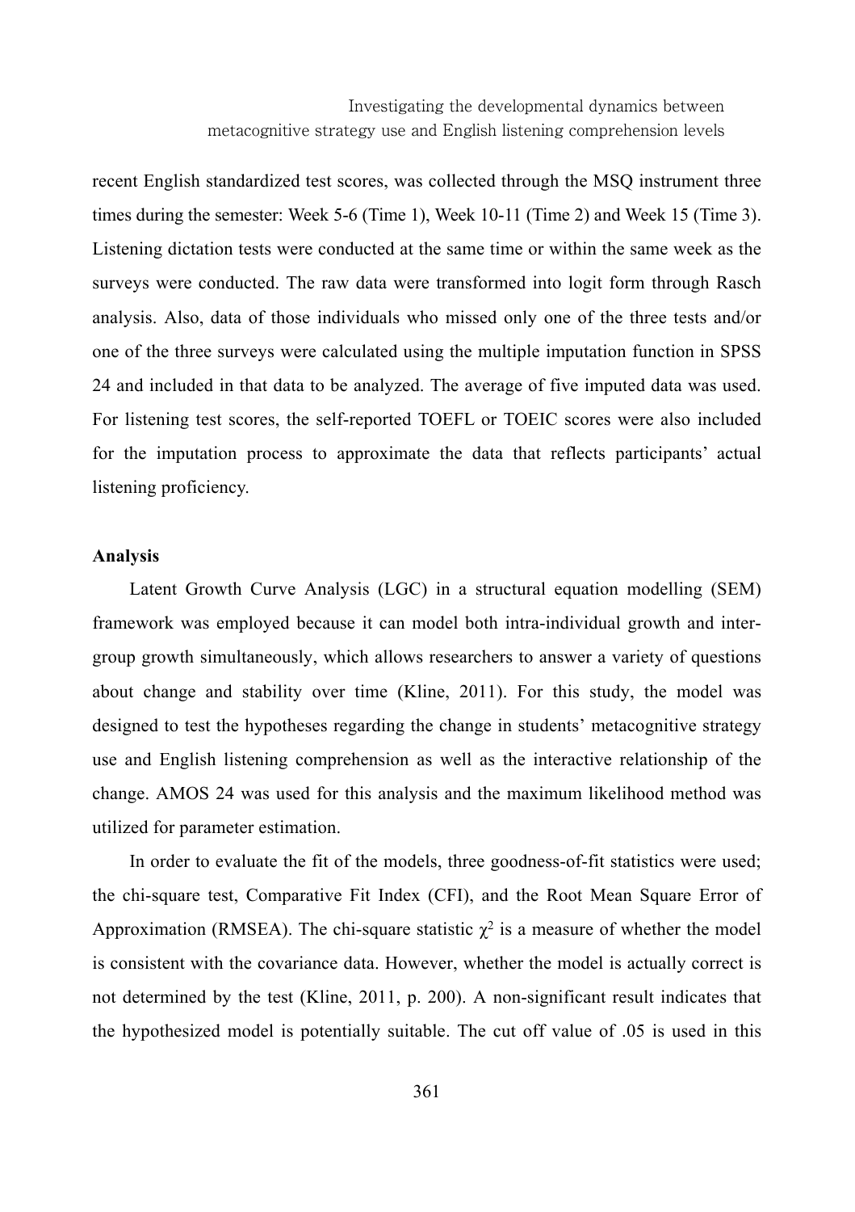recent English standardized test scores, was collected through the MSQ instrument three times during the semester: Week 5-6 (Time 1), Week 10-11 (Time 2) and Week 15 (Time 3). Listening dictation tests were conducted at the same time or within the same week as the surveys were conducted. The raw data were transformed into logit form through Rasch analysis. Also, data of those individuals who missed only one of the three tests and/or one of the three surveys were calculated using the multiple imputation function in SPSS 24 and included in that data to be analyzed. The average of five imputed data was used. For listening test scores, the self-reported TOEFL or TOEIC scores were also included for the imputation process to approximate the data that reflects participants' actual listening proficiency.

**Analysis**

Latent Growth Curve Analysis (LGC) in a structural equation modelling (SEM) framework was employed because it can model both intra-individual growth and inter-group growth simultaneously, which allows researchers to answer a variety of questions about change and stability over time (Kline, 2011). For this study, the model was designed to test the hypotheses regarding the change in students' metacognitive strategy use and English listening comprehension as well as the interactive relationship of the change. AMOS 24 was used for this analysis and the maximum likelihood method was utilized for parameter estimation.

In order to evaluate the fit of the models, three goodness-of-fit statistics were used; the chi-square test, Comparative Fit Index (CFI), and the Root Mean Square Error of Approximation (RMSEA). The chi-square statistic $\chi^2$ is a measure of whether the model is consistent with the covariance data. However, whether the model is actually correct is not determined by the test (Kline, 2011, p. 200). A non-significant result indicates that the hypothesized model is potentially suitable. The cut off value of .05 is used in this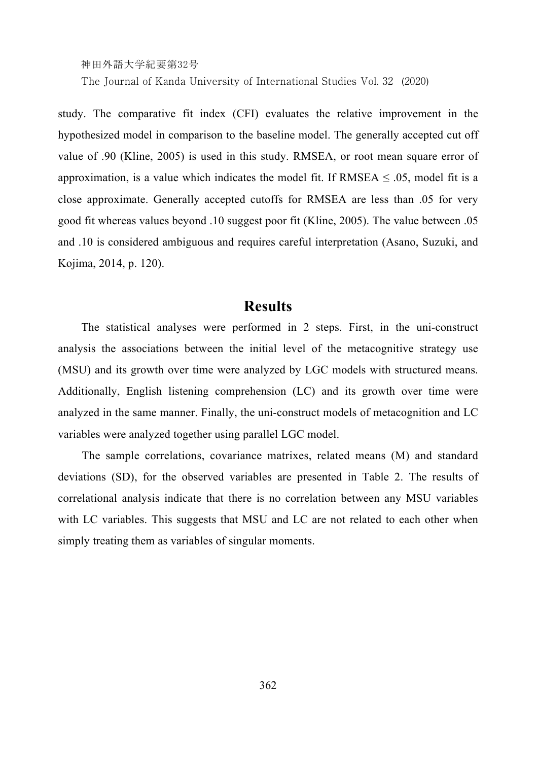study. The comparative fit index (CFI) evaluates the relative improvement in the hypothesized model in comparison to the baseline model. The generally accepted cut off value of .90 (Kline, 2005) is used in this study. RMSEA, or root mean square error of approximation, is a value which indicates the model fit. If RMSEA $\leq$ .05, model fit is a close approximate. Generally accepted cutoffs for RMSEA are less than .05 for very good fit whereas values beyond .10 suggest poor fit (Kline, 2005). The value between .05 and .10 is considered ambiguous and requires careful interpretation (Asano, Suzuki, and Kojima, 2014, p. 120).

## Results

The statistical analyses were performed in 2 steps. First, in the uni-construct analysis the associations between the initial level of the metacognitive strategy use (MSU) and its growth over time were analyzed by LGC models with structured means. Additionally, English listening comprehension (LC) and its growth over time were analyzed in the same manner. Finally, the uni-construct models of metacognition and LC variables were analyzed together using parallel LGC model.

The sample correlations, covariance matrixes, related means (M) and standard deviations (SD), for the observed variables are presented in Table 2. The results of correlational analysis indicate that there is no correlation between any MSU variables with LC variables. This suggests that MSU and LC are not related to each other when simply treating them as variables of singular moments.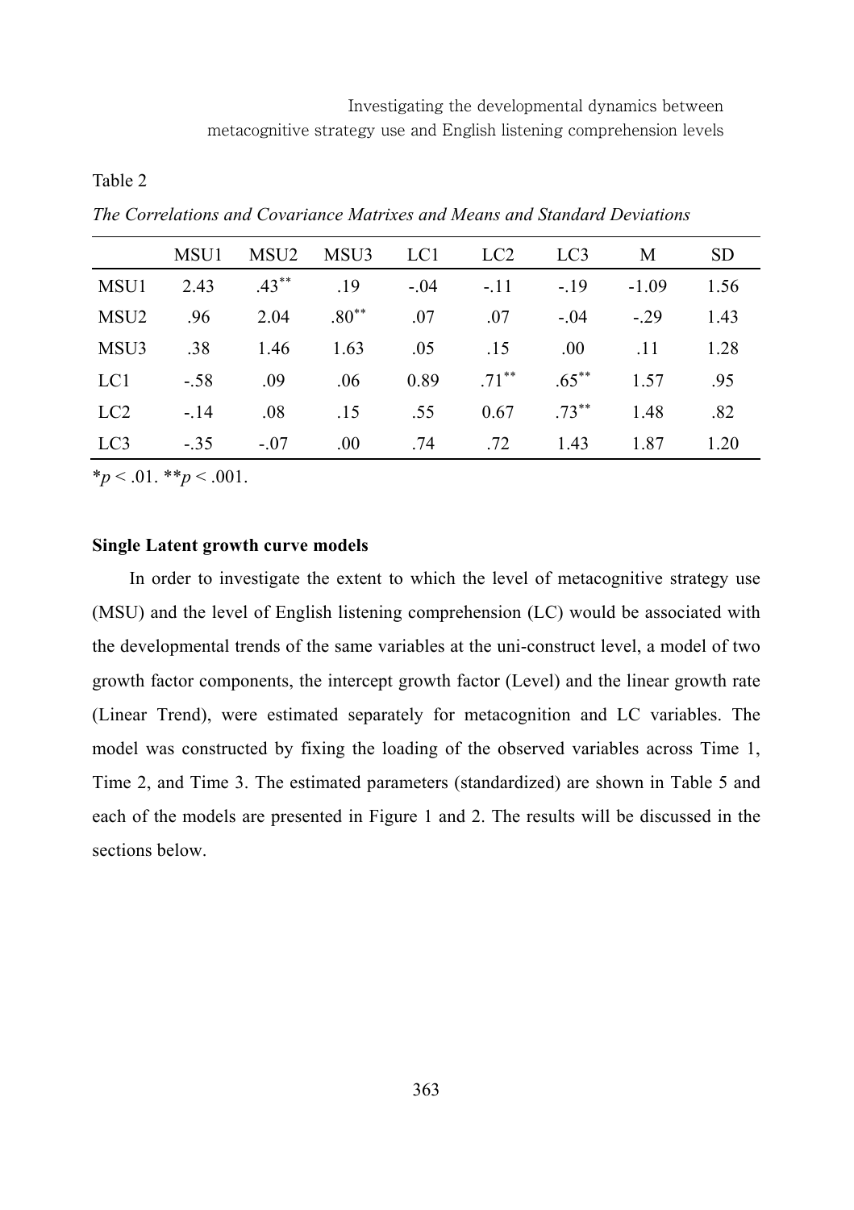Table 2

*The Correlations and Covariance Matrixes and Means and Standard Deviations*

| | MSU1 | MSU2 | MSU3 | LC1 | LC2 | LC3 | M | SD |
|---|---|---|---|---|---|---|---|---|
| MSU1 | 2.43 | .43** | .19 | -.04 | -.11 | -.19 | -1.09 | 1.56 |
| MSU2 | .96 | 2.04 | .80** | .07 | .07 | -.04 | -.29 | 1.43 |
| MSU3 | .38 | 1.46 | 1.63 | .05 | .15 | .00 | .11 | 1.28 |
| LC1 | -.58 | .09 | .06 | 0.89 | .71** | .65** | 1.57 | .95 |
| LC2 | -.14 | .08 | .15 | .55 | 0.67 | .73** | 1.48 | .82 |
| LC3 | -.35 | -.07 | .00 | .74 | .72 | 1.43 | 1.87 | 1.20 |

*$p < .01$. **$p < .001$.

**Single Latent growth curve models**

In order to investigate the extent to which the level of metacognitive strategy use (MSU) and the level of English listening comprehension (LC) would be associated with the developmental trends of the same variables at the uni-construct level, a model of two growth factor components, the intercept growth factor (Level) and the linear growth rate (Linear Trend), were estimated separately for metacognition and LC variables. The model was constructed by fixing the loading of the observed variables across Time 1, Time 2, and Time 3. The estimated parameters (standardized) are shown in Table 5 and each of the models are presented in Figure 1 and 2. The results will be discussed in the sections below.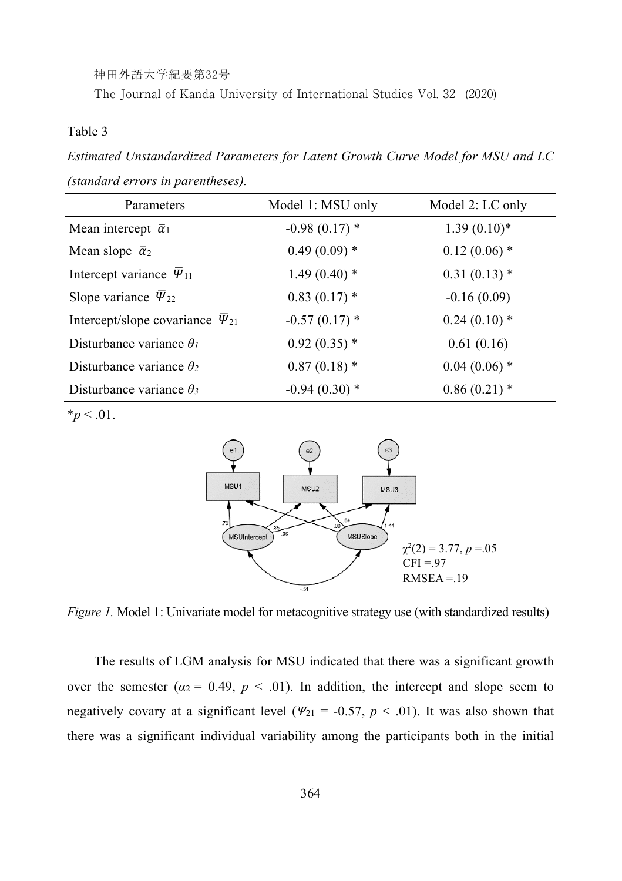Table 3

*Estimated Unstandardized Parameters for Latent Growth Curve Model for MSU and LC (standard errors in parentheses).*

| Parameters | Model 1: MSU only | Model 2: LC only |
|---|---|---|
| Mean intercept $\bar{\alpha}_1$ | -0.98 (0.17) * | 1.39 (0.10)* |
| Mean slope $\bar{\alpha}_2$ | 0.49 (0.09) * | 0.12 (0.06) * |
| Intercept variance $\bar{\Psi}_{11}$ | 1.49 (0.40) * | 0.31 (0.13) * |
| Slope variance $\bar{\Psi}_{22}$ | 0.83 (0.17) * | -0.16 (0.09) |
| Intercept/slope covariance $\bar{\Psi}_{21}$ | -0.57 (0.17) * | 0.24 (0.10) * |
| Disturbance variance $\theta_1$ | 0.92 (0.35) * | 0.61 (0.16) |
| Disturbance variance $\theta_2$ | 0.87 (0.18) * | 0.04 (0.06) * |
| Disturbance variance $\theta_3$ | -0.94 (0.30) * | 0.86 (0.21) * |

*$p < .01$.

$\chi^2(2) = 3.77$, $p = .05$
CFI =.97
RMSEA =.19

*Figure 1.* Model 1: Univariate model for metacognitive strategy use (with standardized results)

The results of LGM analysis for MSU indicated that there was a significant growth over the semester ($\alpha_2$ = 0.49, $p < .01$). In addition, the intercept and slope seem to negatively covary at a significant level ($\Psi_{21}$ = -0.57, $p < .01$). It was also shown that there was a significant individual variability among the participants both in the initial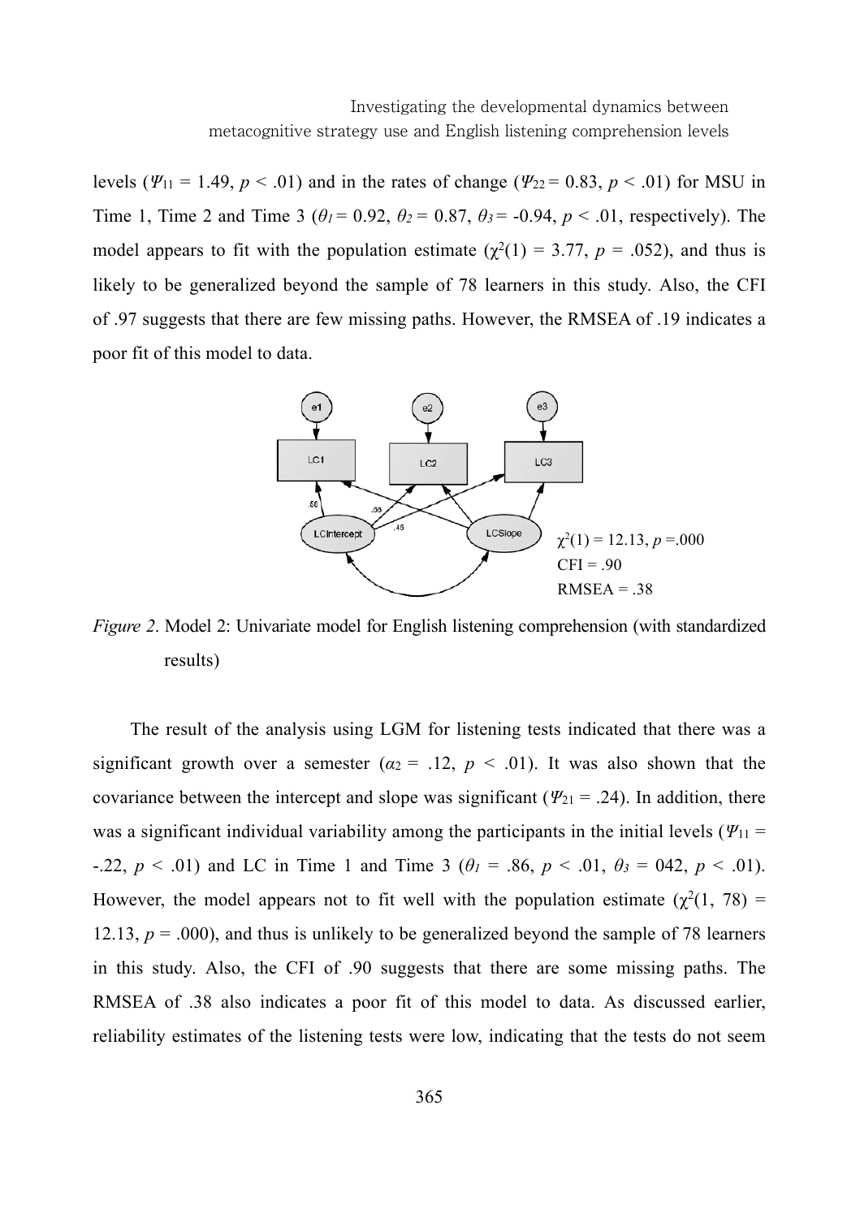levels ($\Psi_{11}$ = 1.49, $p$ < .01) and in the rates of change ($\Psi_{22}$ = 0.83, $p$ < .01) for MSU in Time 1, Time 2 and Time 3 ($\theta_1$ = 0.92, $\theta_2$ = 0.87, $\theta_3$ = -0.94, $p$ < .01, respectively). The model appears to fit with the population estimate ($\chi^2(1)$ = 3.77, $p$ = .052), and thus is likely to be generalized beyond the sample of 78 learners in this study. Also, the CFI of .97 suggests that there are few missing paths. However, the RMSEA of .19 indicates a poor fit of this model to data.

$\chi^2(1)$ = 12.13, $p$ =.000
CFI = .90
RMSEA = .38

*Figure 2*. Model 2: Univariate model for English listening comprehension (with standardized results)

The result of the analysis using LGM for listening tests indicated that there was a significant growth over a semester ($\alpha_2$ = .12, $p$ < .01). It was also shown that the covariance between the intercept and slope was significant ($\Psi_{21}$ = .24). In addition, there was a significant individual variability among the participants in the initial levels ($\Psi_{11}$ = -.22, $p$ < .01) and LC in Time 1 and Time 3 ($\theta_1$ = .86, $p$ < .01, $\theta_3$ = 042, $p$ < .01). However, the model appears not to fit well with the population estimate ($\chi^2(1, 78)$ = 12.13, $p$ = .000), and thus is unlikely to be generalized beyond the sample of 78 learners in this study. Also, the CFI of .90 suggests that there are some missing paths. The RMSEA of .38 also indicates a poor fit of this model to data. As discussed earlier, reliability estimates of the listening tests were low, indicating that the tests do not seem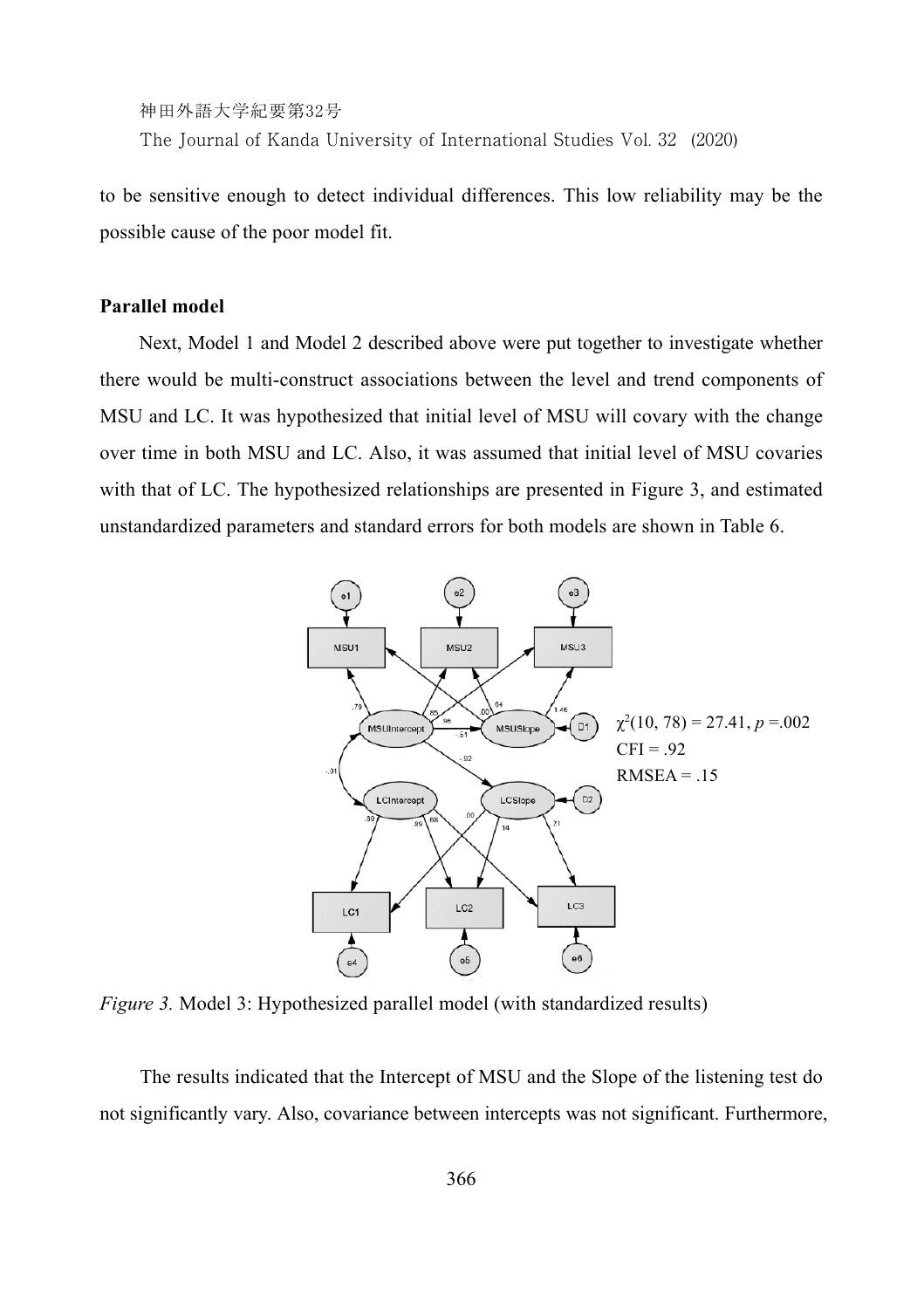to be sensitive enough to detect individual differences. This low reliability may be the possible cause of the poor model fit.

**Parallel model**

Next, Model 1 and Model 2 described above were put together to investigate whether there would be multi-construct associations between the level and trend components of MSU and LC. It was hypothesized that initial level of MSU will covary with the change over time in both MSU and LC. Also, it was assumed that initial level of MSU covaries with that of LC. The hypothesized relationships are presented in Figure 3, and estimated unstandardized parameters and standard errors for both models are shown in Table 6.

$\chi^2(10, 78) = 27.41$, $p = .002$
CFI = .92
RMSEA = .15

*Figure 3.* Model 3: Hypothesized parallel model (with standardized results)

The results indicated that the Intercept of MSU and the Slope of the listening test do not significantly vary. Also, covariance between intercepts was not significant. Furthermore,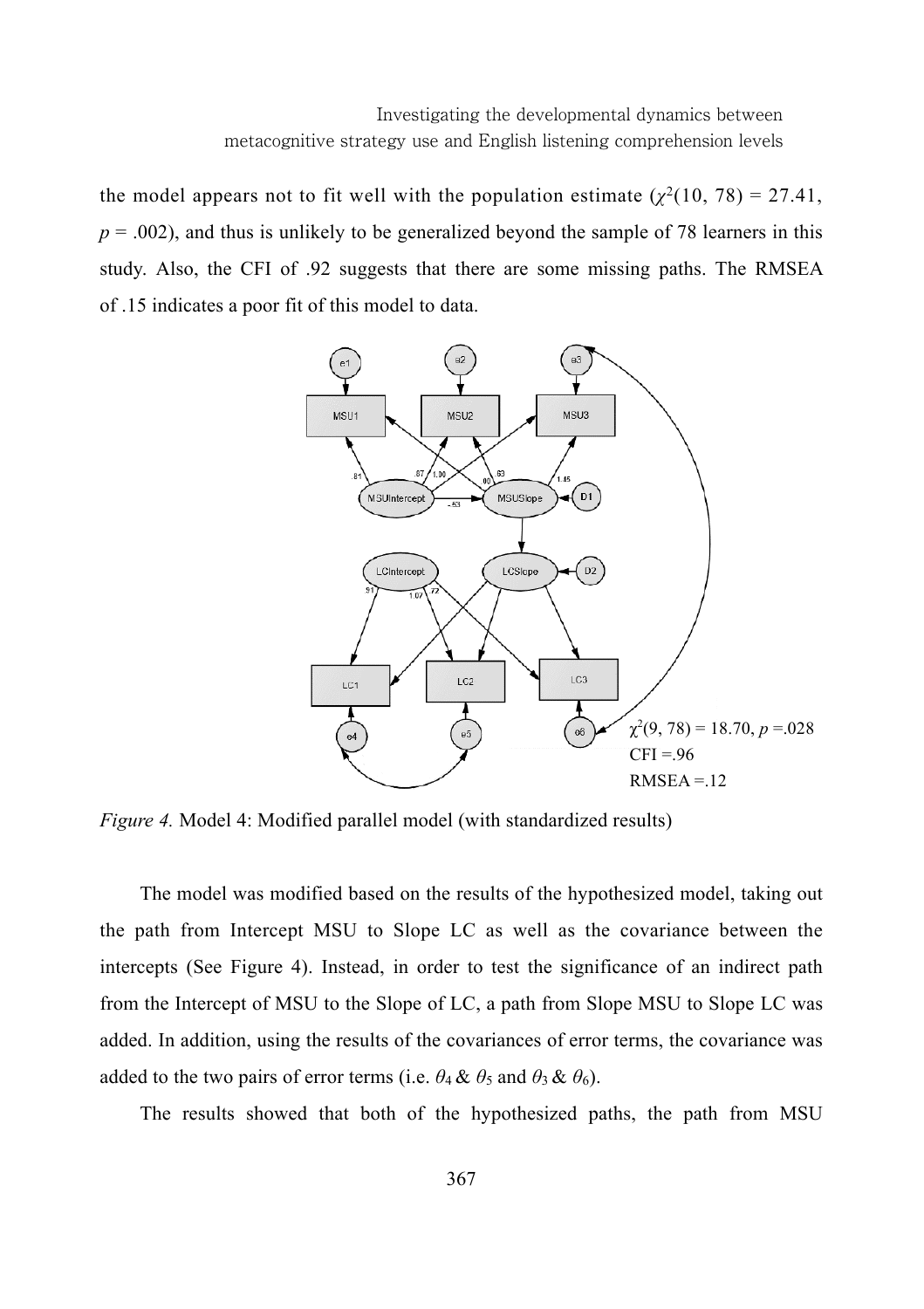the model appears not to fit well with the population estimate ($\chi^2(10, 78) = 27.41$, $p = .002$), and thus is unlikely to be generalized beyond the sample of 78 learners in this study. Also, the CFI of .92 suggests that there are some missing paths. The RMSEA of .15 indicates a poor fit of this model to data.

$\chi^2(9, 78) = 18.70$, $p = .028$
CFI =.96
RMSEA =.12

*Figure 4.* Model 4: Modified parallel model (with standardized results)

The model was modified based on the results of the hypothesized model, taking out the path from Intercept MSU to Slope LC as well as the covariance between the intercepts (See Figure 4). Instead, in order to test the significance of an indirect path from the Intercept of MSU to the Slope of LC, a path from Slope MSU to Slope LC was added. In addition, using the results of the covariances of error terms, the covariance was added to the two pairs of error terms (i.e. $\theta_4$ & $\theta_5$ and $\theta_3$ & $\theta_6$).

The results showed that both of the hypothesized paths, the path from MSU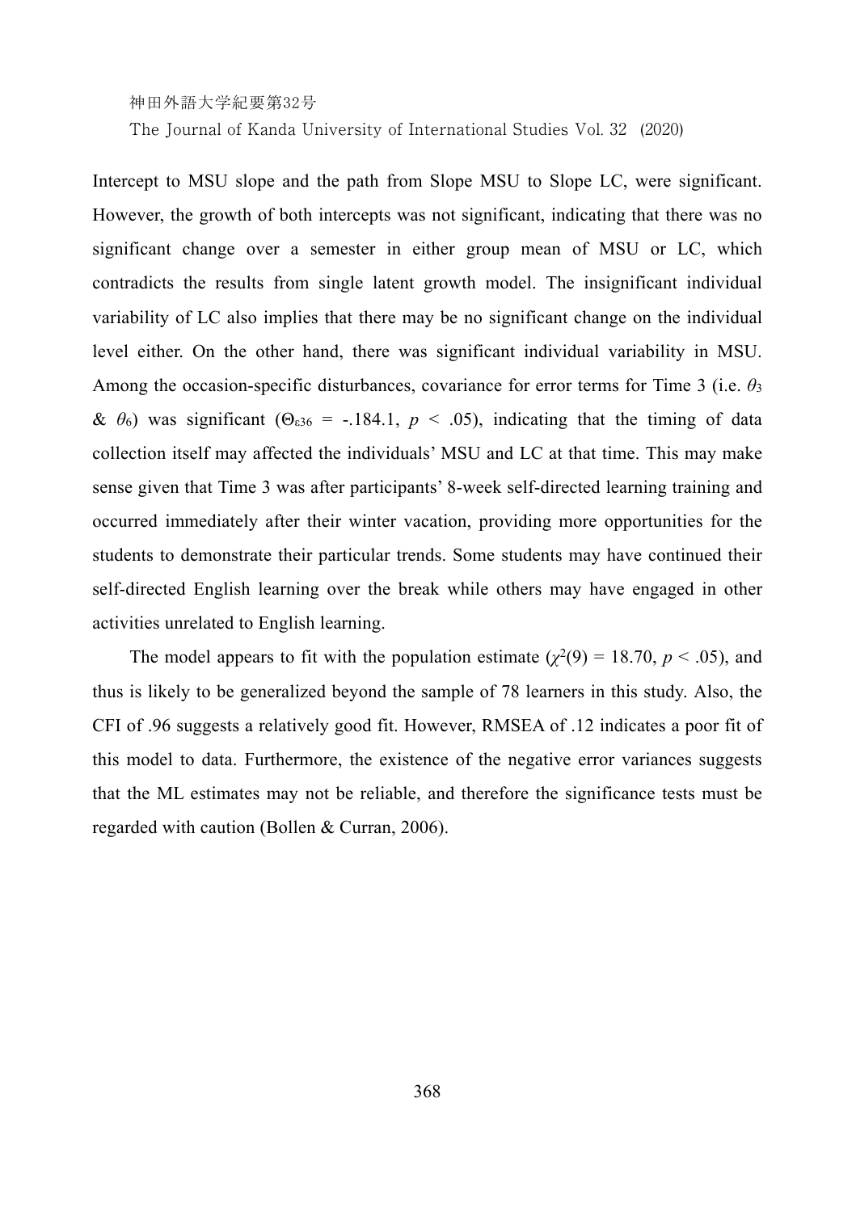Intercept to MSU slope and the path from Slope MSU to Slope LC, were significant. However, the growth of both intercepts was not significant, indicating that there was no significant change over a semester in either group mean of MSU or LC, which contradicts the results from single latent growth model. The insignificant individual variability of LC also implies that there may be no significant change on the individual level either. On the other hand, there was significant individual variability in MSU. Among the occasion-specific disturbances, covariance for error terms for Time 3 (i.e. $\theta_3$ & $\theta_6$) was significant ($\Theta_{\varepsilon 36}$ = -.184.1, $p$ < .05), indicating that the timing of data collection itself may affected the individuals' MSU and LC at that time. This may make sense given that Time 3 was after participants' 8-week self-directed learning training and occurred immediately after their winter vacation, providing more opportunities for the students to demonstrate their particular trends. Some students may have continued their self-directed English learning over the break while others may have engaged in other activities unrelated to English learning.

The model appears to fit with the population estimate ($\chi^2(9) = 18.70$, $p < .05$), and thus is likely to be generalized beyond the sample of 78 learners in this study. Also, the CFI of .96 suggests a relatively good fit. However, RMSEA of .12 indicates a poor fit of this model to data. Furthermore, the existence of the negative error variances suggests that the ML estimates may not be reliable, and therefore the significance tests must be regarded with caution (Bollen & Curran, 2006).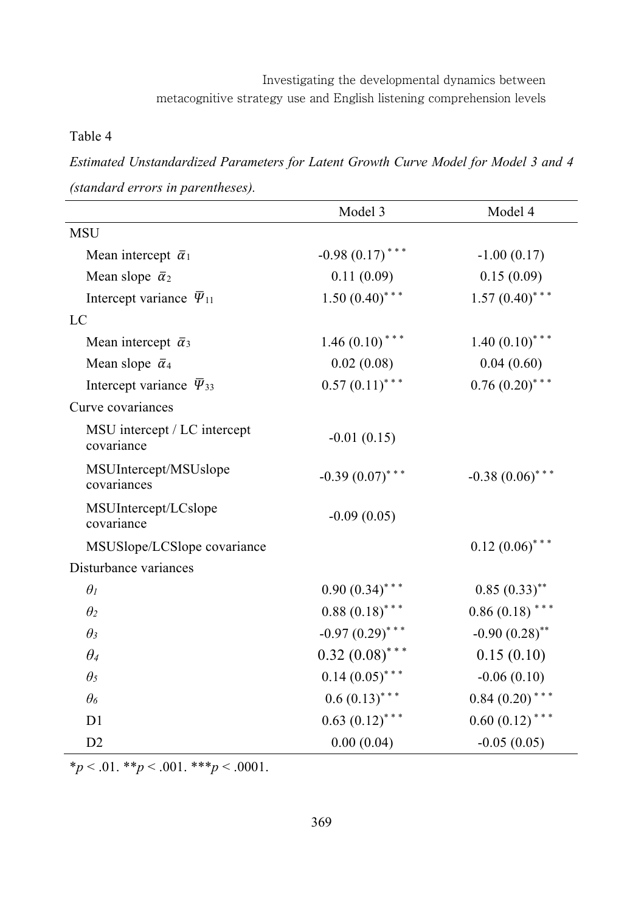Table 4

*Estimated Unstandardized Parameters for Latent Growth Curve Model for Model 3 and 4 (standard errors in parentheses).*

| | Model 3 | Model 4 |
|---|---|---|
| MSU | | |
| Mean intercept $\bar{\alpha}_1$ | -0.98 (0.17)*** | -1.00 (0.17) |
| Mean slope $\bar{\alpha}_2$ | 0.11 (0.09) | 0.15 (0.09) |
| Intercept variance $\bar{\Psi}_{11}$ | 1.50 (0.40)*** | 1.57 (0.40)*** |
| LC | | |
| Mean intercept $\bar{\alpha}_3$ | 1.46 (0.10)*** | 1.40 (0.10)*** |
| Mean slope $\bar{\alpha}_4$ | 0.02 (0.08) | 0.04 (0.60) |
| Intercept variance $\bar{\Psi}_{33}$ | 0.57 (0.11)*** | 0.76 (0.20)*** |
| Curve covariances | | |
| MSU intercept / LC intercept covariance | -0.01 (0.15) | |
| MSUIntercept/MSUslope covariances | -0.39 (0.07)*** | -0.38 (0.06)*** |
| MSUIntercept/LCslope covariance | -0.09 (0.05) | |
| MSUSlope/LCSlope covariance | | 0.12 (0.06)*** |
| Disturbance variances | | |
| $\theta_1$ | 0.90 (0.34)*** | 0.85 (0.33)** |
| $\theta_2$ | 0.88 (0.18)*** | 0.86 (0.18)*** |
| $\theta_3$ | -0.97 (0.29)*** | -0.90 (0.28)** |
| $\theta_4$ | 0.32 (0.08)*** | 0.15 (0.10) |
| $\theta_5$ | 0.14 (0.05)*** | -0.06 (0.10) |
| $\theta_6$ | 0.6 (0.13)*** | 0.84 (0.20)*** |
| D1 | 0.63 (0.12)*** | 0.60 (0.12)*** |
| D2 | 0.00 (0.04) | -0.05 (0.05) |

*$p < .01$. **$p < .001$. ***$p < .0001$.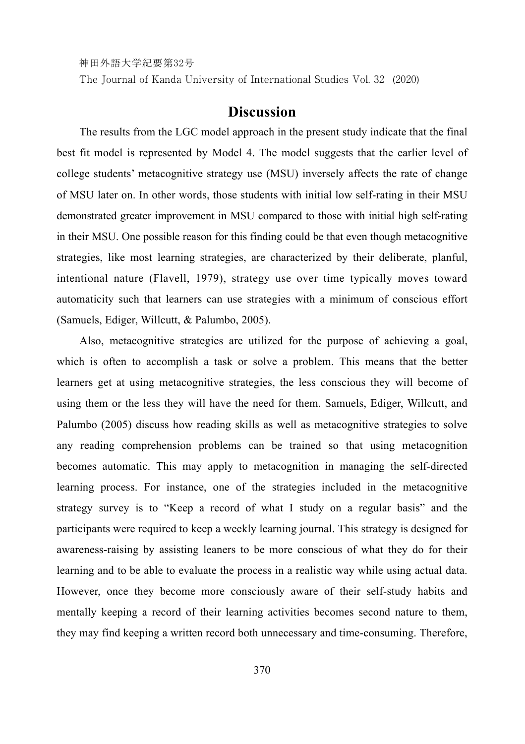## Discussion

The results from the LGC model approach in the present study indicate that the final best fit model is represented by Model 4. The model suggests that the earlier level of college students' metacognitive strategy use (MSU) inversely affects the rate of change of MSU later on. In other words, those students with initial low self-rating in their MSU demonstrated greater improvement in MSU compared to those with initial high self-rating in their MSU. One possible reason for this finding could be that even though metacognitive strategies, like most learning strategies, are characterized by their deliberate, planful, intentional nature (Flavell, 1979), strategy use over time typically moves toward automaticity such that learners can use strategies with a minimum of conscious effort (Samuels, Ediger, Willcutt, & Palumbo, 2005).

Also, metacognitive strategies are utilized for the purpose of achieving a goal, which is often to accomplish a task or solve a problem. This means that the better learners get at using metacognitive strategies, the less conscious they will become of using them or the less they will have the need for them. Samuels, Ediger, Willcutt, and Palumbo (2005) discuss how reading skills as well as metacognitive strategies to solve any reading comprehension problems can be trained so that using metacognition becomes automatic. This may apply to metacognition in managing the self-directed learning process. For instance, one of the strategies included in the metacognitive strategy survey is to "Keep a record of what I study on a regular basis" and the participants were required to keep a weekly learning journal. This strategy is designed for awareness-raising by assisting leaners to be more conscious of what they do for their learning and to be able to evaluate the process in a realistic way while using actual data. However, once they become more consciously aware of their self-study habits and mentally keeping a record of their learning activities becomes second nature to them, they may find keeping a written record both unnecessary and time-consuming. Therefore,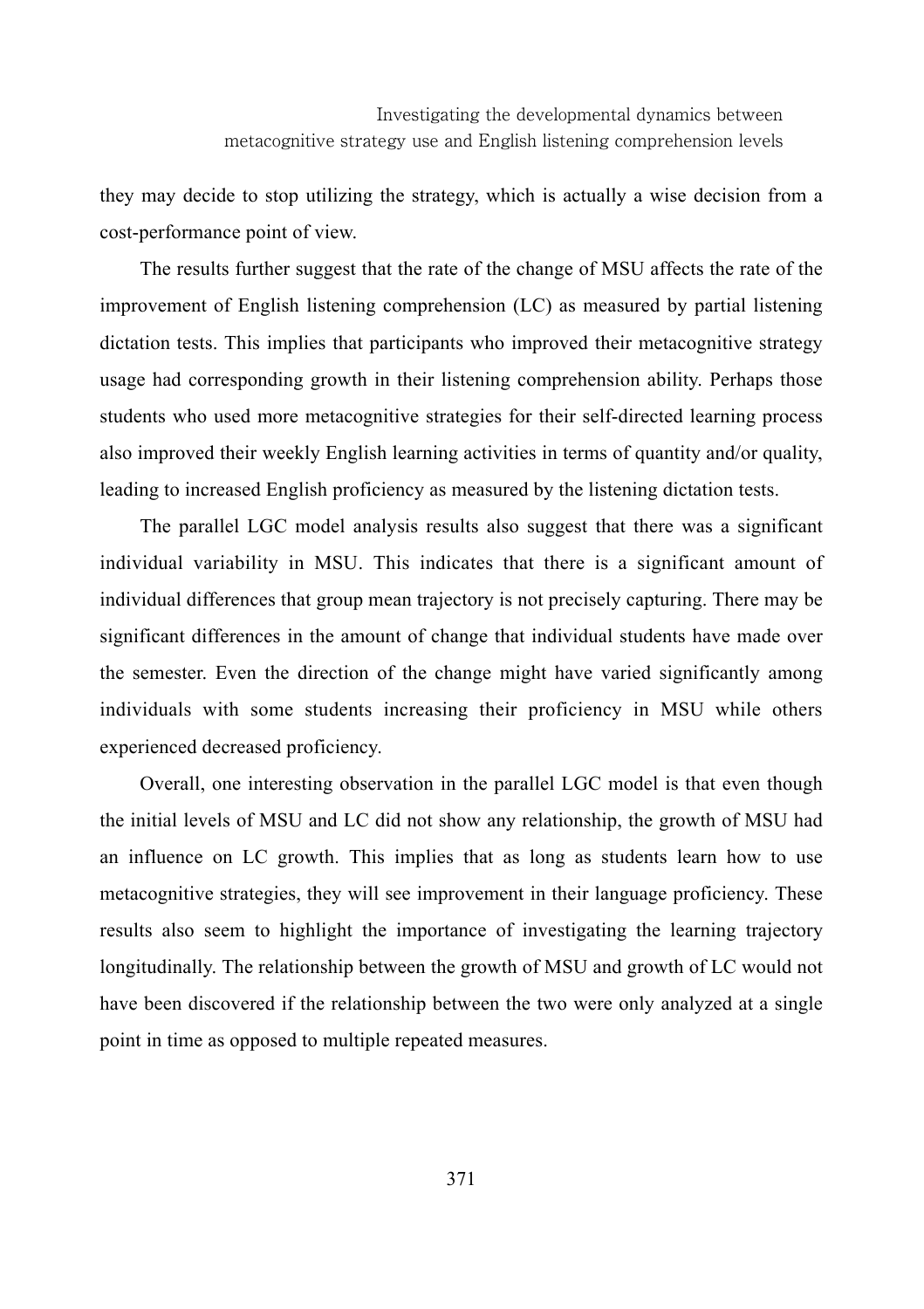they may decide to stop utilizing the strategy, which is actually a wise decision from a cost-performance point of view.

The results further suggest that the rate of the change of MSU affects the rate of the improvement of English listening comprehension (LC) as measured by partial listening dictation tests. This implies that participants who improved their metacognitive strategy usage had corresponding growth in their listening comprehension ability. Perhaps those students who used more metacognitive strategies for their self-directed learning process also improved their weekly English learning activities in terms of quantity and/or quality, leading to increased English proficiency as measured by the listening dictation tests.

The parallel LGC model analysis results also suggest that there was a significant individual variability in MSU. This indicates that there is a significant amount of individual differences that group mean trajectory is not precisely capturing. There may be significant differences in the amount of change that individual students have made over the semester. Even the direction of the change might have varied significantly among individuals with some students increasing their proficiency in MSU while others experienced decreased proficiency.

Overall, one interesting observation in the parallel LGC model is that even though the initial levels of MSU and LC did not show any relationship, the growth of MSU had an influence on LC growth. This implies that as long as students learn how to use metacognitive strategies, they will see improvement in their language proficiency. These results also seem to highlight the importance of investigating the learning trajectory longitudinally. The relationship between the growth of MSU and growth of LC would not have been discovered if the relationship between the two were only analyzed at a single point in time as opposed to multiple repeated measures.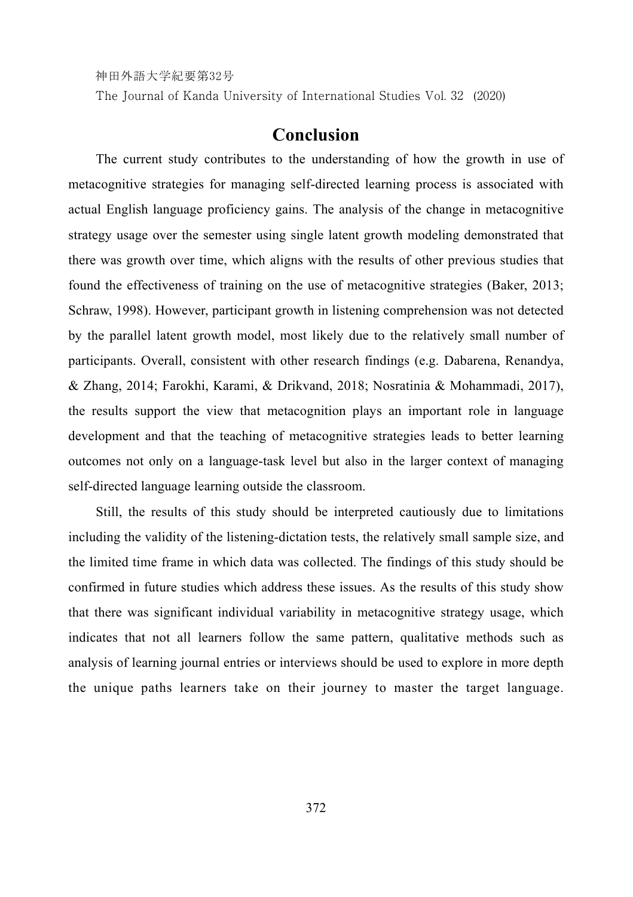## Conclusion

The current study contributes to the understanding of how the growth in use of metacognitive strategies for managing self-directed learning process is associated with actual English language proficiency gains. The analysis of the change in metacognitive strategy usage over the semester using single latent growth modeling demonstrated that there was growth over time, which aligns with the results of other previous studies that found the effectiveness of training on the use of metacognitive strategies (Baker, 2013; Schraw, 1998). However, participant growth in listening comprehension was not detected by the parallel latent growth model, most likely due to the relatively small number of participants. Overall, consistent with other research findings (e.g. Dabarena, Renandya, & Zhang, 2014; Farokhi, Karami, & Drikvand, 2018; Nosratinia & Mohammadi, 2017), the results support the view that metacognition plays an important role in language development and that the teaching of metacognitive strategies leads to better learning outcomes not only on a language-task level but also in the larger context of managing self-directed language learning outside the classroom.

Still, the results of this study should be interpreted cautiously due to limitations including the validity of the listening-dictation tests, the relatively small sample size, and the limited time frame in which data was collected. The findings of this study should be confirmed in future studies which address these issues. As the results of this study show that there was significant individual variability in metacognitive strategy usage, which indicates that not all learners follow the same pattern, qualitative methods such as analysis of learning journal entries or interviews should be used to explore in more depth the unique paths learners take on their journey to master the target language.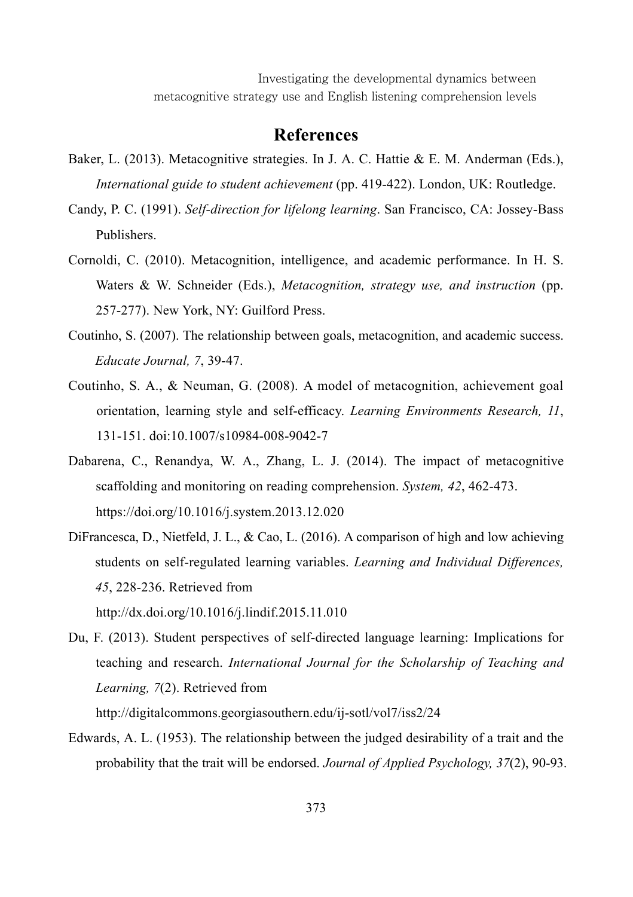# References

Baker, L. (2013). Metacognitive strategies. In J. A. C. Hattie & E. M. Anderman (Eds.), *International guide to student achievement* (pp. 419-422). London, UK: Routledge.

Candy, P. C. (1991). *Self-direction for lifelong learning*. San Francisco, CA: Jossey-Bass Publishers.

Cornoldi, C. (2010). Metacognition, intelligence, and academic performance. In H. S. Waters & W. Schneider (Eds.), *Metacognition, strategy use, and instruction* (pp. 257-277). New York, NY: Guilford Press.

Coutinho, S. (2007). The relationship between goals, metacognition, and academic success. *Educate Journal, 7*, 39-47.

Coutinho, S. A., & Neuman, G. (2008). A model of metacognition, achievement goal orientation, learning style and self-efficacy. *Learning Environments Research, 11*, 131-151. doi:10.1007/s10984-008-9042-7

Dabarena, C., Renandya, W. A., Zhang, L. J. (2014). The impact of metacognitive scaffolding and monitoring on reading comprehension. *System, 42*, 462-473. https://doi.org/10.1016/j.system.2013.12.020

DiFrancesca, D., Nietfeld, J. L., & Cao, L. (2016). A comparison of high and low achieving students on self-regulated learning variables. *Learning and Individual Differences, 45*, 228-236. Retrieved from http://dx.doi.org/10.1016/j.lindif.2015.11.010

Du, F. (2013). Student perspectives of self-directed language learning: Implications for teaching and research. *International Journal for the Scholarship of Teaching and Learning, 7*(2). Retrieved from http://digitalcommons.georgiasouthern.edu/ij-sotl/vol7/iss2/24

Edwards, A. L. (1953). The relationship between the judged desirability of a trait and the probability that the trait will be endorsed. *Journal of Applied Psychology, 37*(2), 90-93.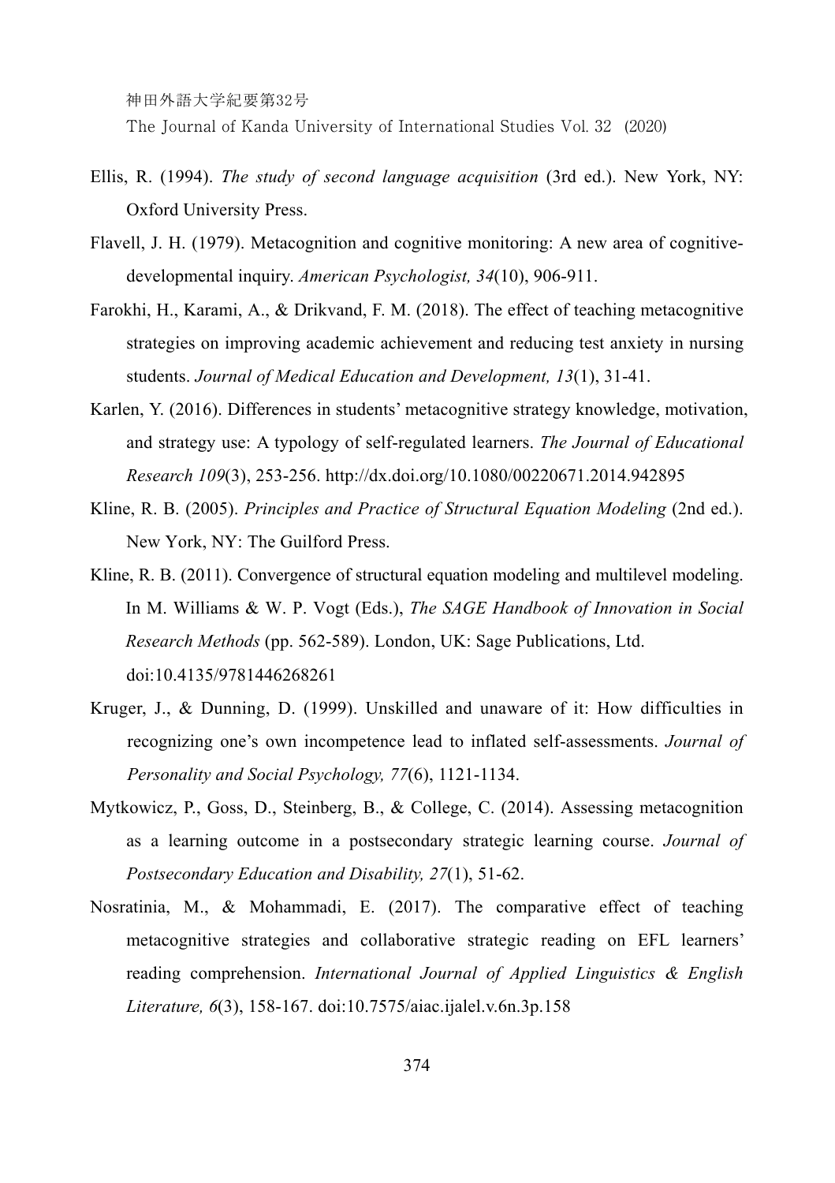Ellis, R. (1994). *The study of second language acquisition* (3rd ed.). New York, NY: Oxford University Press.

Flavell, J. H. (1979). Metacognition and cognitive monitoring: A new area of cognitive-developmental inquiry. *American Psychologist, 34*(10), 906-911.

Farokhi, H., Karami, A., & Drikvand, F. M. (2018). The effect of teaching metacognitive strategies on improving academic achievement and reducing test anxiety in nursing students. *Journal of Medical Education and Development, 13*(1), 31-41.

Karlen, Y. (2016). Differences in students' metacognitive strategy knowledge, motivation, and strategy use: A typology of self-regulated learners. *The Journal of Educational Research 109*(3), 253-256. http://dx.doi.org/10.1080/00220671.2014.942895

Kline, R. B. (2005). *Principles and Practice of Structural Equation Modeling* (2nd ed.). New York, NY: The Guilford Press.

Kline, R. B. (2011). Convergence of structural equation modeling and multilevel modeling. In M. Williams & W. P. Vogt (Eds.), *The SAGE Handbook of Innovation in Social Research Methods* (pp. 562-589). London, UK: Sage Publications, Ltd. doi:10.4135/9781446268261

Kruger, J., & Dunning, D. (1999). Unskilled and unaware of it: How difficulties in recognizing one's own incompetence lead to inflated self-assessments. *Journal of Personality and Social Psychology, 77*(6), 1121-1134.

Mytkowicz, P., Goss, D., Steinberg, B., & College, C. (2014). Assessing metacognition as a learning outcome in a postsecondary strategic learning course. *Journal of Postsecondary Education and Disability, 27*(1), 51-62.

Nosratinia, M., & Mohammadi, E. (2017). The comparative effect of teaching metacognitive strategies and collaborative strategic reading on EFL learners' reading comprehension. *International Journal of Applied Linguistics & English Literature, 6*(3), 158-167. doi:10.7575/aiac.ijalel.v.6n.3p.158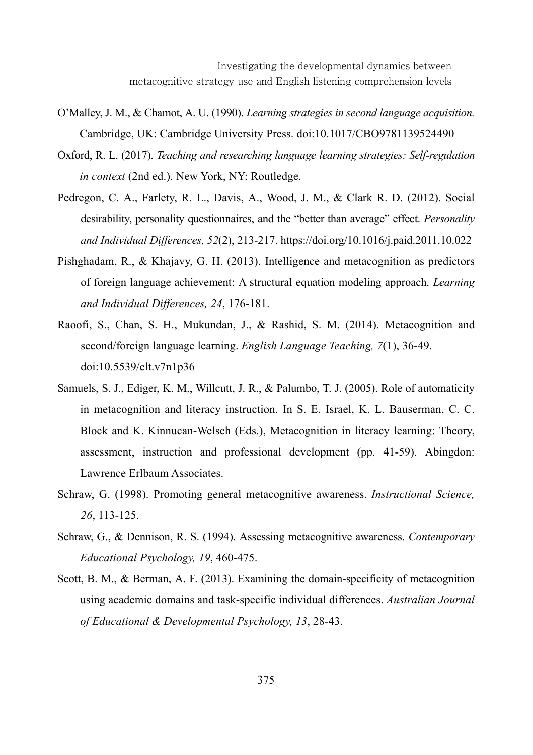O'Malley, J. M., & Chamot, A. U. (1990). *Learning strategies in second language acquisition.* Cambridge, UK: Cambridge University Press. doi:10.1017/CBO9781139524490

Oxford, R. L. (2017). *Teaching and researching language learning strategies: Self-regulation in context* (2nd ed.). New York, NY: Routledge.

Pedregon, C. A., Farlety, R. L., Davis, A., Wood, J. M., & Clark R. D. (2012). Social desirability, personality questionnaires, and the "better than average" effect. *Personality and Individual Differences, 52*(2), 213-217. https://doi.org/10.1016/j.paid.2011.10.022

Pishghadam, R., & Khajavy, G. H. (2013). Intelligence and metacognition as predictors of foreign language achievement: A structural equation modeling approach. *Learning and Individual Differences, 24*, 176-181.

Raoofi, S., Chan, S. H., Mukundan, J., & Rashid, S. M. (2014). Metacognition and second/foreign language learning. *English Language Teaching, 7*(1), 36-49. doi:10.5539/elt.v7n1p36

Samuels, S. J., Ediger, K. M., Willcutt, J. R., & Palumbo, T. J. (2005). Role of automaticity in metacognition and literacy instruction. In S. E. Israel, K. L. Bauserman, C. C. Block and K. Kinnucan-Welsch (Eds.), Metacognition in literacy learning: Theory, assessment, instruction and professional development (pp. 41-59). Abingdon: Lawrence Erlbaum Associates.

Schraw, G. (1998). Promoting general metacognitive awareness. *Instructional Science, 26*, 113-125.

Schraw, G., & Dennison, R. S. (1994). Assessing metacognitive awareness. *Contemporary Educational Psychology, 19*, 460-475.

Scott, B. M., & Berman, A. F. (2013). Examining the domain-specificity of metacognition using academic domains and task-specific individual differences. *Australian Journal of Educational & Developmental Psychology, 13*, 28-43.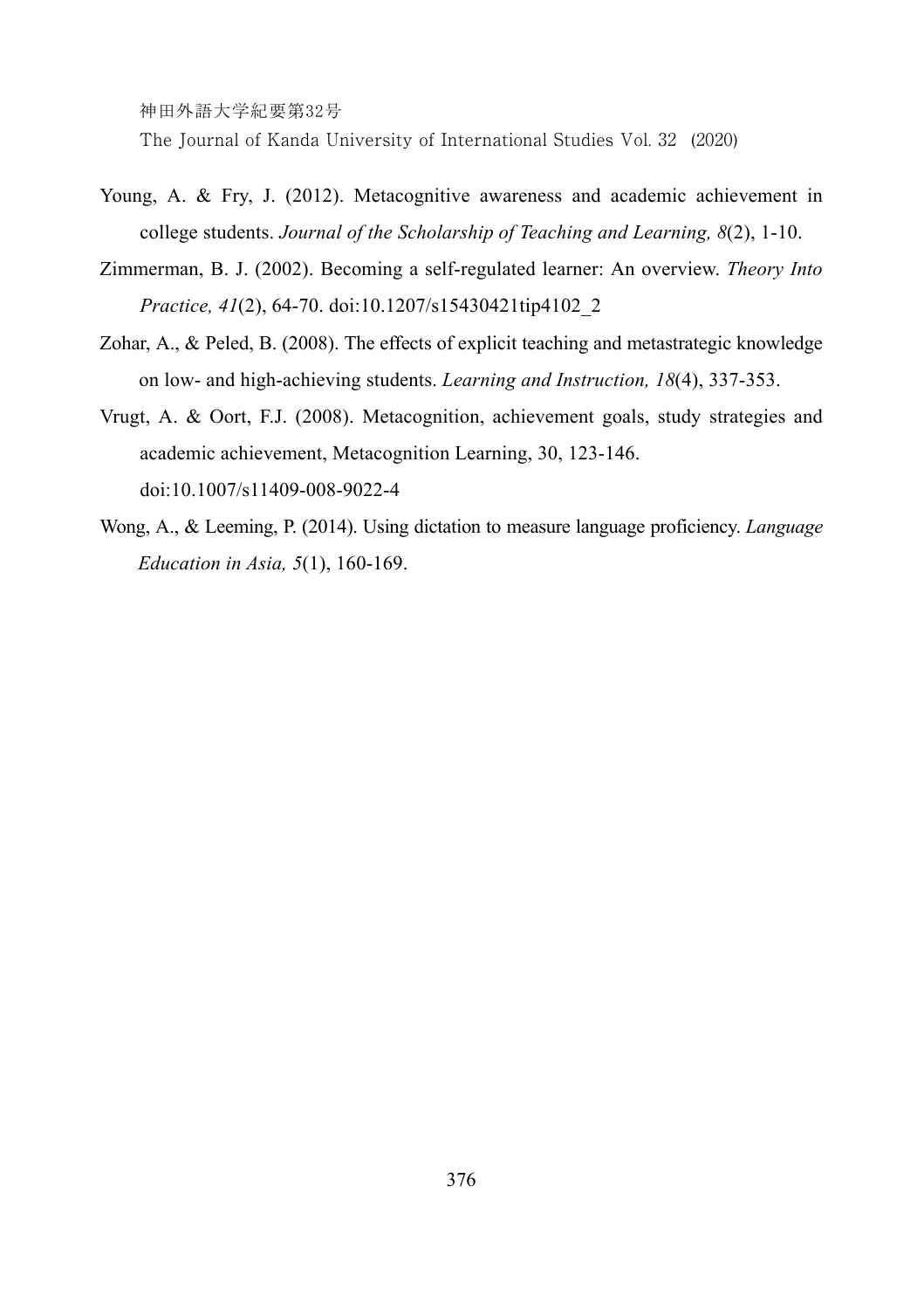Young, A. & Fry, J. (2012). Metacognitive awareness and academic achievement in college students. *Journal of the Scholarship of Teaching and Learning, 8*(2), 1-10.

Zimmerman, B. J. (2002). Becoming a self-regulated learner: An overview. *Theory Into Practice, 41*(2), 64-70. doi:10.1207/s15430421tip4102_2

Zohar, A., & Peled, B. (2008). The effects of explicit teaching and metastrategic knowledge on low- and high-achieving students. *Learning and Instruction, 18*(4), 337-353.

Vrugt, A. & Oort, F.J. (2008). Metacognition, achievement goals, study strategies and academic achievement, Metacognition Learning, 30, 123-146. doi:10.1007/s11409-008-9022-4

Wong, A., & Leeming, P. (2014). Using dictation to measure language proficiency. *Language Education in Asia, 5*(1), 160-169.